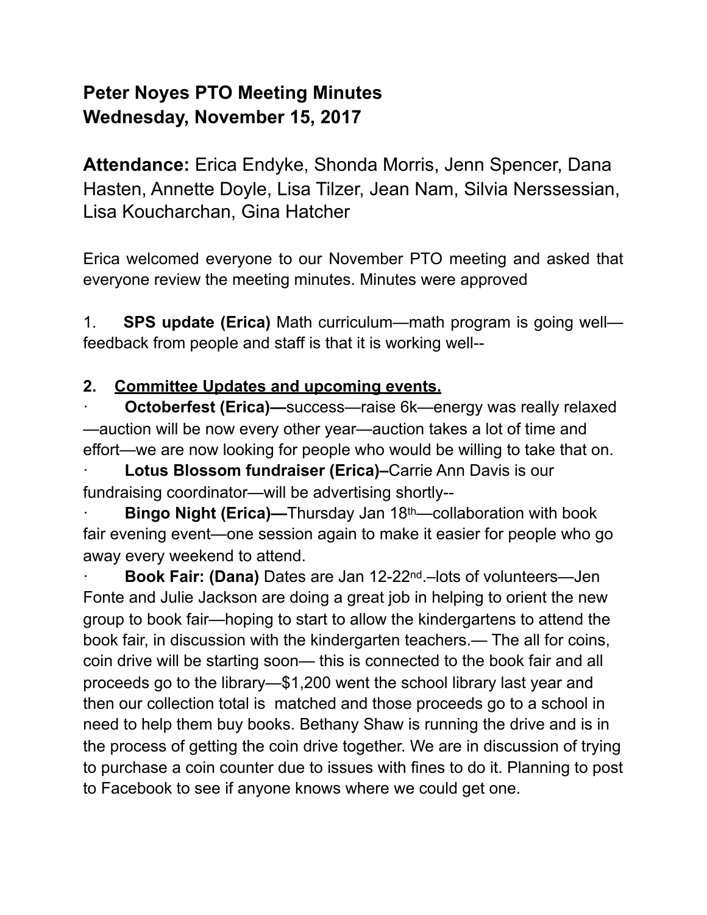# Peter Noyes PTO Meeting Minutes
# Wednesday, November 15, 2017

**Attendance:** Erica Endyke, Shonda Morris, Jenn Spencer, Dana Hasten, Annette Doyle, Lisa Tilzer, Jean Nam, Silvia Nerssessian, Lisa Koucharchan, Gina Hatcher

Erica welcomed everyone to our November PTO meeting and asked that everyone review the meeting minutes. Minutes were approved

1. **SPS update (Erica)** Math curriculum—math program is going well—feedback from people and staff is that it is working well--

2. **Committee Updates and upcoming events.**

- **Octoberfest (Erica)—**success—raise 6k—energy was really relaxed —auction will be now every other year—auction takes a lot of time and effort—we are now looking for people who would be willing to take that on.
- **Lotus Blossom fundraiser (Erica)–**Carrie Ann Davis is our fundraising coordinator—will be advertising shortly--
- **Bingo Night (Erica)—**Thursday Jan 18th—collaboration with book fair evening event—one session again to make it easier for people who go away every weekend to attend.
- **Book Fair: (Dana)** Dates are Jan 12-22nd.–lots of volunteers—Jen Fonte and Julie Jackson are doing a great job in helping to orient the new group to book fair—hoping to start to allow the kindergartens to attend the book fair, in discussion with the kindergarten teachers.— The all for coins, coin drive will be starting soon— this is connected to the book fair and all proceeds go to the library—$1,200 went the school library last year and then our collection total is matched and those proceeds go to a school in need to help them buy books. Bethany Shaw is running the drive and is in the process of getting the coin drive together. We are in discussion of trying to purchase a coin counter due to issues with fines to do it. Planning to post to Facebook to see if anyone knows where we could get one.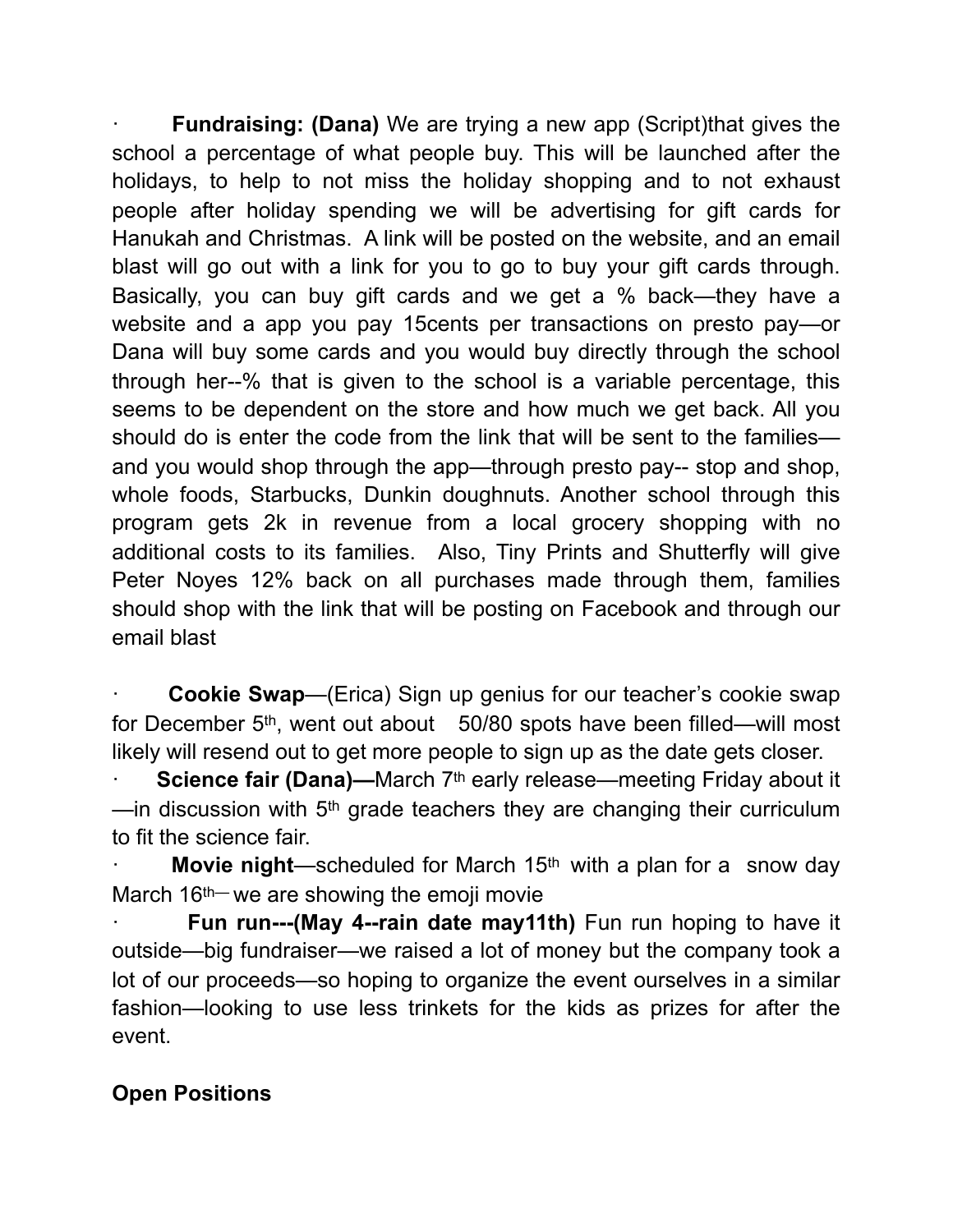- **Fundraising: (Dana)** We are trying a new app (Script)that gives the school a percentage of what people buy. This will be launched after the holidays, to help to not miss the holiday shopping and to not exhaust people after holiday spending we will be advertising for gift cards for Hanukah and Christmas. A link will be posted on the website, and an email blast will go out with a link for you to go to buy your gift cards through. Basically, you can buy gift cards and we get a % back—they have a website and a app you pay 15cents per transactions on presto pay—or Dana will buy some cards and you would buy directly through the school through her--% that is given to the school is a variable percentage, this seems to be dependent on the store and how much we get back. All you should do is enter the code from the link that will be sent to the families—and you would shop through the app—through presto pay-- stop and shop, whole foods, Starbucks, Dunkin doughnuts. Another school through this program gets 2k in revenue from a local grocery shopping with no additional costs to its families. Also, Tiny Prints and Shutterfly will give Peter Noyes 12% back on all purchases made through them, families should shop with the link that will be posting on Facebook and through our email blast

- **Cookie Swap**—(Erica) Sign up genius for our teacher's cookie swap for December 5th, went out about 50/80 spots have been filled—will most likely will resend out to get more people to sign up as the date gets closer.
- **Science fair (Dana)—**March 7th early release—meeting Friday about it—in discussion with 5th grade teachers they are changing their curriculum to fit the science fair.
- **Movie night**—scheduled for March 15th with a plan for a snow day March 16th— we are showing the emoji movie
- **Fun run---(May 4--rain date may11th)** Fun run hoping to have it outside—big fundraiser—we raised a lot of money but the company took a lot of our proceeds—so hoping to organize the event ourselves in a similar fashion—looking to use less trinkets for the kids as prizes for after the event.

**Open Positions**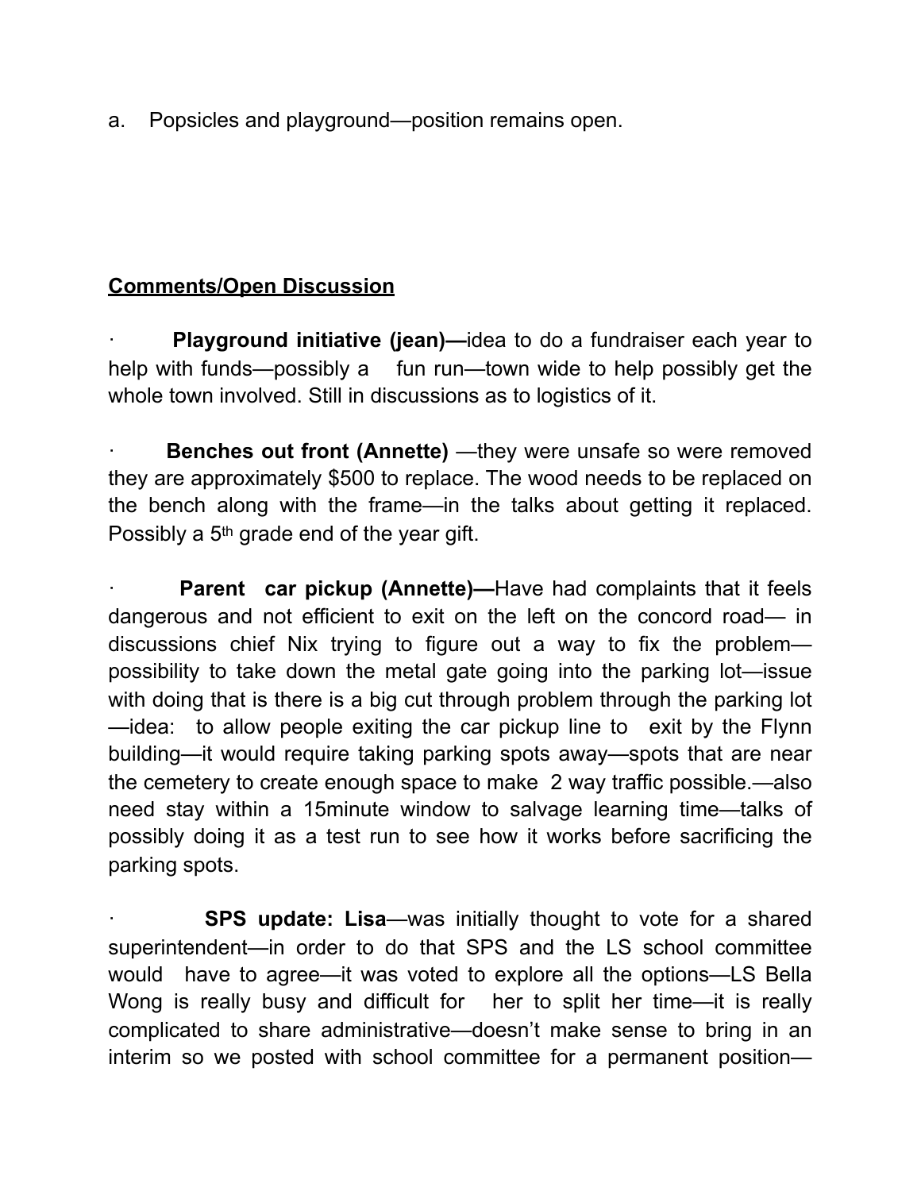a. Popsicles and playground—position remains open.

**Comments/Open Discussion**

- **Playground initiative (jean)—**idea to do a fundraiser each year to help with funds—possibly a fun run—town wide to help possibly get the whole town involved. Still in discussions as to logistics of it.

- **Benches out front (Annette)** —they were unsafe so were removed they are approximately $500 to replace. The wood needs to be replaced on the bench along with the frame—in the talks about getting it replaced. Possibly a 5th grade end of the year gift.

- **Parent car pickup (Annette)—**Have had complaints that it feels dangerous and not efficient to exit on the left on the concord road— in discussions chief Nix trying to figure out a way to fix the problem—possibility to take down the metal gate going into the parking lot—issue with doing that is there is a big cut through problem through the parking lot—idea: to allow people exiting the car pickup line to exit by the Flynn building—it would require taking parking spots away—spots that are near the cemetery to create enough space to make 2 way traffic possible.—also need stay within a 15minute window to salvage learning time—talks of possibly doing it as a test run to see how it works before sacrificing the parking spots.

- **SPS update: Lisa**—was initially thought to vote for a shared superintendent—in order to do that SPS and the LS school committee would have to agree—it was voted to explore all the options—LS Bella Wong is really busy and difficult for her to split her time—it is really complicated to share administrative—doesn't make sense to bring in an interim so we posted with school committee for a permanent position—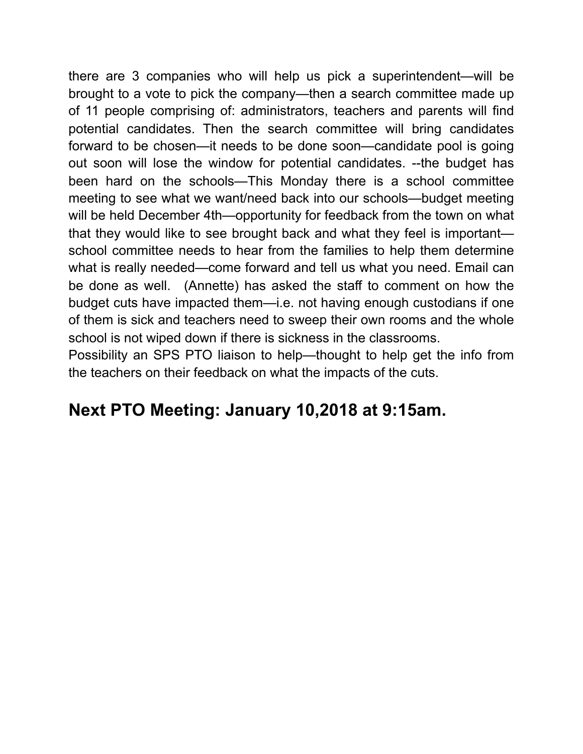there are 3 companies who will help us pick a superintendent—will be brought to a vote to pick the company—then a search committee made up of 11 people comprising of: administrators, teachers and parents will find potential candidates. Then the search committee will bring candidates forward to be chosen—it needs to be done soon—candidate pool is going out soon will lose the window for potential candidates. --the budget has been hard on the schools—This Monday there is a school committee meeting to see what we want/need back into our schools—budget meeting will be held December 4th—opportunity for feedback from the town on what that they would like to see brought back and what they feel is important—school committee needs to hear from the families to help them determine what is really needed—come forward and tell us what you need. Email can be done as well. (Annette) has asked the staff to comment on how the budget cuts have impacted them—i.e. not having enough custodians if one of them is sick and teachers need to sweep their own rooms and the whole school is not wiped down if there is sickness in the classrooms.
Possibility an SPS PTO liaison to help—thought to help get the info from the teachers on their feedback on what the impacts of the cuts.

## Next PTO Meeting: January 10,2018 at 9:15am.